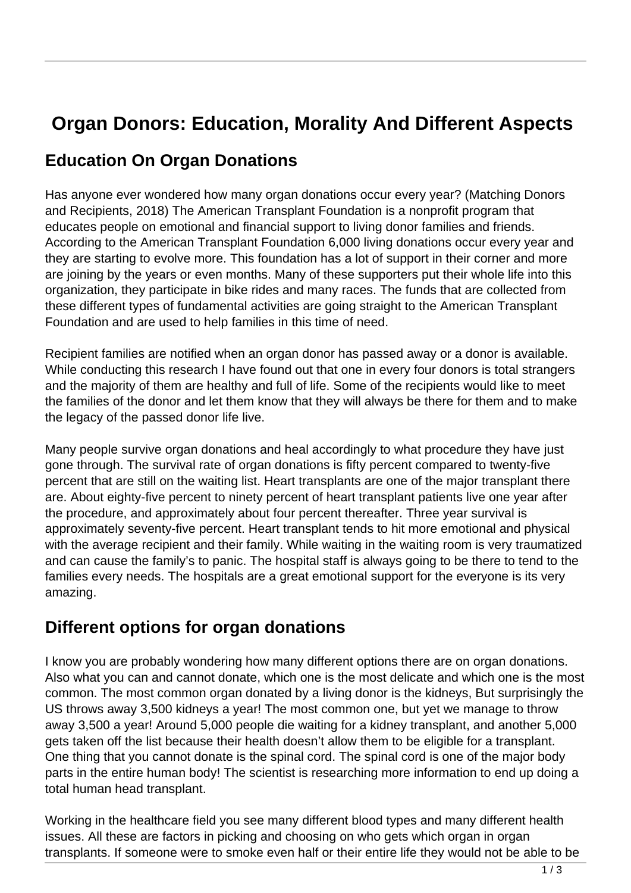# Organ Donors: Education, Morality And Different Aspects

## Education On Organ Donations

Has anyone ever wondered how many organ donations occur every year? (Matching Donors and Recipients, 2018) The American Transplant Foundation is a nonprofit program that educates people on emotional and financial support to living donor families and friends. According to the American Transplant Foundation 6,000 living donations occur every year and they are starting to evolve more. This foundation has a lot of support in their corner and more are joining by the years or even months. Many of these supporters put their whole life into this organization, they participate in bike rides and many races. The funds that are collected from these different types of fundamental activities are going straight to the American Transplant Foundation and are used to help families in this time of need.

Recipient families are notified when an organ donor has passed away or a donor is available. While conducting this research I have found out that one in every four donors is total strangers and the majority of them are healthy and full of life. Some of the recipients would like to meet the families of the donor and let them know that they will always be there for them and to make the legacy of the passed donor life live.

Many people survive organ donations and heal accordingly to what procedure they have just gone through. The survival rate of organ donations is fifty percent compared to twenty-five percent that are still on the waiting list. Heart transplants are one of the major transplant there are. About eighty-five percent to ninety percent of heart transplant patients live one year after the procedure, and approximately about four percent thereafter. Three year survival is approximately seventy-five percent. Heart transplant tends to hit more emotional and physical with the average recipient and their family. While waiting in the waiting room is very traumatized and can cause the family's to panic. The hospital staff is always going to be there to tend to the families every needs. The hospitals are a great emotional support for the everyone is its very amazing.

## Different options for organ donations

I know you are probably wondering how many different options there are on organ donations. Also what you can and cannot donate, which one is the most delicate and which one is the most common. The most common organ donated by a living donor is the kidneys, But surprisingly the US throws away 3,500 kidneys a year! The most common one, but yet we manage to throw away 3,500 a year! Around 5,000 people die waiting for a kidney transplant, and another 5,000 gets taken off the list because their health doesn't allow them to be eligible for a transplant. One thing that you cannot donate is the spinal cord. The spinal cord is one of the major body parts in the entire human body! The scientist is researching more information to end up doing a total human head transplant.

Working in the healthcare field you see many different blood types and many different health issues. All these are factors in picking and choosing on who gets which organ in organ transplants. If someone were to smoke even half or their entire life they would not be able to be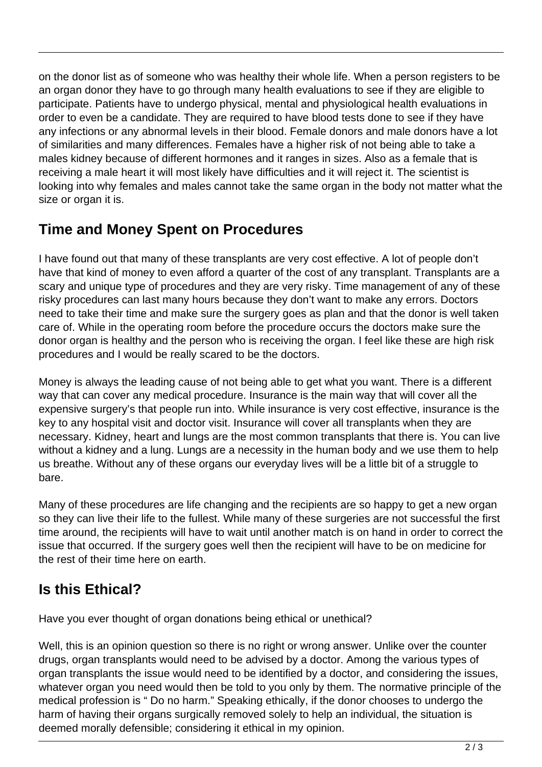on the donor list as of someone who was healthy their whole life. When a person registers to be an organ donor they have to go through many health evaluations to see if they are eligible to participate. Patients have to undergo physical, mental and physiological health evaluations in order to even be a candidate. They are required to have blood tests done to see if they have any infections or any abnormal levels in their blood. Female donors and male donors have a lot of similarities and many differences. Females have a higher risk of not being able to take a males kidney because of different hormones and it ranges in sizes. Also as a female that is receiving a male heart it will most likely have difficulties and it will reject it. The scientist is looking into why females and males cannot take the same organ in the body not matter what the size or organ it is.

## Time and Money Spent on Procedures

I have found out that many of these transplants are very cost effective. A lot of people don't have that kind of money to even afford a quarter of the cost of any transplant. Transplants are a scary and unique type of procedures and they are very risky. Time management of any of these risky procedures can last many hours because they don't want to make any errors. Doctors need to take their time and make sure the surgery goes as plan and that the donor is well taken care of. While in the operating room before the procedure occurs the doctors make sure the donor organ is healthy and the person who is receiving the organ. I feel like these are high risk procedures and I would be really scared to be the doctors.

Money is always the leading cause of not being able to get what you want. There is a different way that can cover any medical procedure. Insurance is the main way that will cover all the expensive surgery's that people run into. While insurance is very cost effective, insurance is the key to any hospital visit and doctor visit. Insurance will cover all transplants when they are necessary. Kidney, heart and lungs are the most common transplants that there is. You can live without a kidney and a lung. Lungs are a necessity in the human body and we use them to help us breathe. Without any of these organs our everyday lives will be a little bit of a struggle to bare.

Many of these procedures are life changing and the recipients are so happy to get a new organ so they can live their life to the fullest. While many of these surgeries are not successful the first time around, the recipients will have to wait until another match is on hand in order to correct the issue that occurred. If the surgery goes well then the recipient will have to be on medicine for the rest of their time here on earth.

## Is this Ethical?

Have you ever thought of organ donations being ethical or unethical?

Well, this is an opinion question so there is no right or wrong answer. Unlike over the counter drugs, organ transplants would need to be advised by a doctor. Among the various types of organ transplants the issue would need to be identified by a doctor, and considering the issues, whatever organ you need would then be told to you only by them. The normative principle of the medical profession is " Do no harm." Speaking ethically, if the donor chooses to undergo the harm of having their organs surgically removed solely to help an individual, the situation is deemed morally defensible; considering it ethical in my opinion.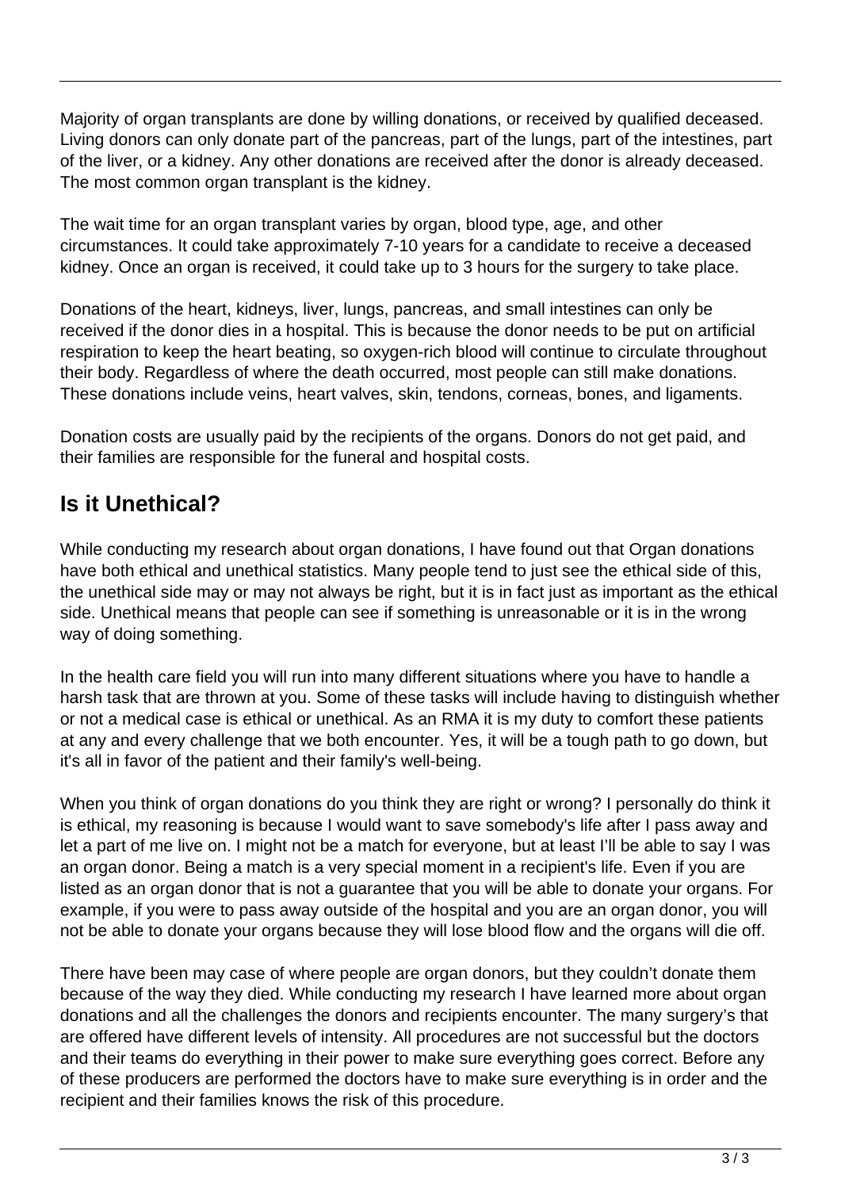Majority of organ transplants are done by willing donations, or received by qualified deceased. Living donors can only donate part of the pancreas, part of the lungs, part of the intestines, part of the liver, or a kidney. Any other donations are received after the donor is already deceased. The most common organ transplant is the kidney.

The wait time for an organ transplant varies by organ, blood type, age, and other circumstances. It could take approximately 7-10 years for a candidate to receive a deceased kidney. Once an organ is received, it could take up to 3 hours for the surgery to take place.

Donations of the heart, kidneys, liver, lungs, pancreas, and small intestines can only be received if the donor dies in a hospital. This is because the donor needs to be put on artificial respiration to keep the heart beating, so oxygen-rich blood will continue to circulate throughout their body. Regardless of where the death occurred, most people can still make donations. These donations include veins, heart valves, skin, tendons, corneas, bones, and ligaments.

Donation costs are usually paid by the recipients of the organs. Donors do not get paid, and their families are responsible for the funeral and hospital costs.

## Is it Unethical?

While conducting my research about organ donations, I have found out that Organ donations have both ethical and unethical statistics. Many people tend to just see the ethical side of this, the unethical side may or may not always be right, but it is in fact just as important as the ethical side. Unethical means that people can see if something is unreasonable or it is in the wrong way of doing something.

In the health care field you will run into many different situations where you have to handle a harsh task that are thrown at you. Some of these tasks will include having to distinguish whether or not a medical case is ethical or unethical. As an RMA it is my duty to comfort these patients at any and every challenge that we both encounter. Yes, it will be a tough path to go down, but it's all in favor of the patient and their family's well-being.

When you think of organ donations do you think they are right or wrong? I personally do think it is ethical, my reasoning is because I would want to save somebody's life after I pass away and let a part of me live on. I might not be a match for everyone, but at least I'll be able to say I was an organ donor. Being a match is a very special moment in a recipient's life. Even if you are listed as an organ donor that is not a guarantee that you will be able to donate your organs. For example, if you were to pass away outside of the hospital and you are an organ donor, you will not be able to donate your organs because they will lose blood flow and the organs will die off.

There have been may case of where people are organ donors, but they couldn't donate them because of the way they died. While conducting my research I have learned more about organ donations and all the challenges the donors and recipients encounter. The many surgery's that are offered have different levels of intensity. All procedures are not successful but the doctors and their teams do everything in their power to make sure everything goes correct. Before any of these producers are performed the doctors have to make sure everything is in order and the recipient and their families knows the risk of this procedure.